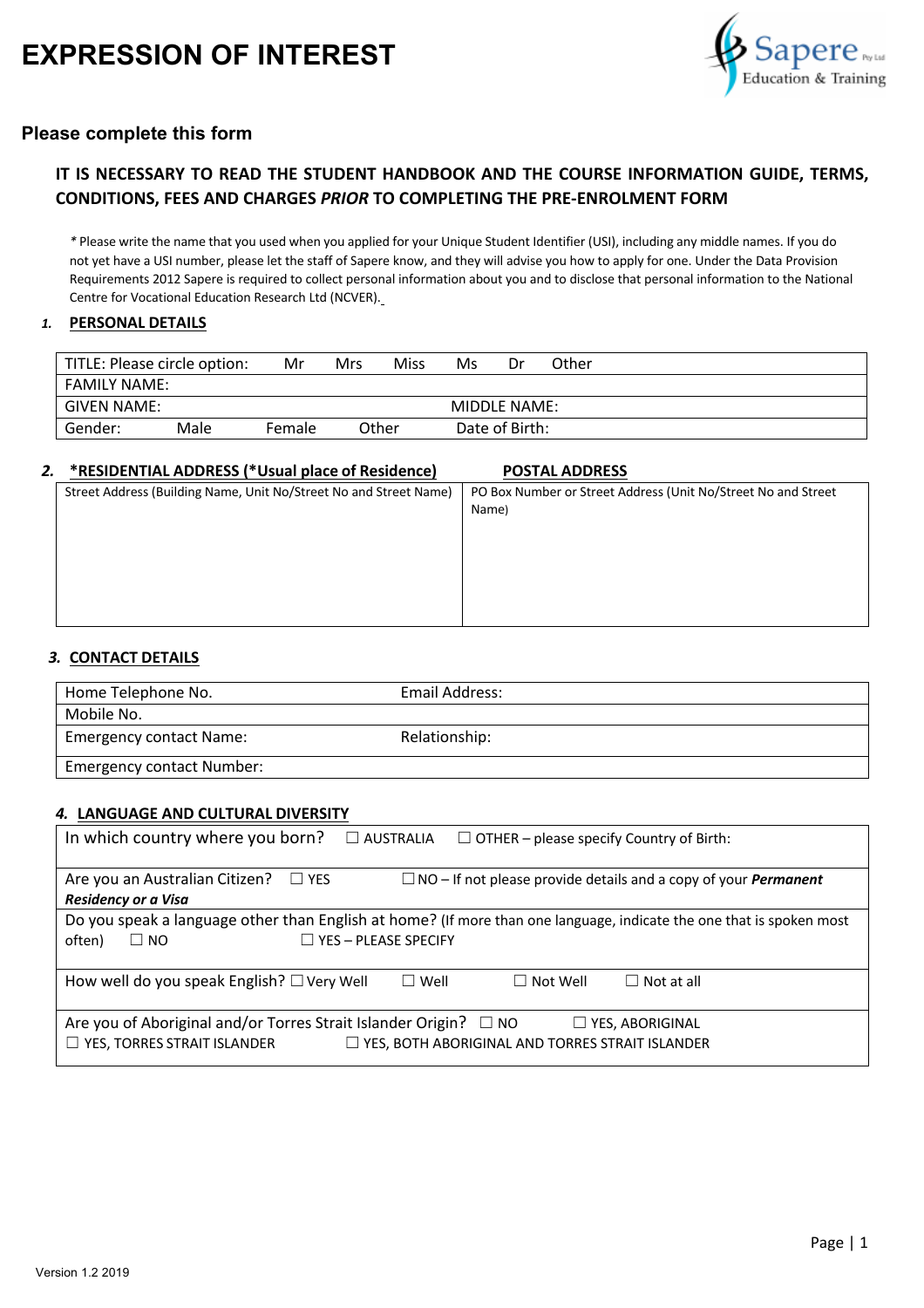# EXPRESSION OF INTEREST

Sapere Pty Ltd Education & Training

## Please complete this form

**IT IS NECESSARY TO READ THE STUDENT HANDBOOK AND THE COURSE INFORMATION GUIDE, TERMS, CONDITIONS, FEES AND CHARGES *PRIOR* TO COMPLETING THE PRE-ENROLMENT FORM**

* Please write the name that you used when you applied for your Unique Student Identifier (USI), including any middle names. If you do not yet have a USI number, please let the staff of Sapere know, and they will advise you how to apply for one. Under the Data Provision Requirements 2012 Sapere is required to collect personal information about you and to disclose that personal information to the National Centre for Vocational Education Research Ltd (NCVER).

### 1. PERSONAL DETAILS

| TITLE: Please circle option: Mr Mrs Miss Ms Dr Other | |
|---|---|
| FAMILY NAME: | |
| GIVEN NAME: | MIDDLE NAME: |
| Gender: Male Female Other | Date of Birth: |

### 2. *RESIDENTIAL ADDRESS (*Usual place of Residence) / POSTAL ADDRESS

| *RESIDENTIAL ADDRESS (*Usual place of Residence) | POSTAL ADDRESS |
|---|---|
| Street Address (Building Name, Unit No/Street No and Street Name) | PO Box Number or Street Address (Unit No/Street No and Street Name) |

### 3. CONTACT DETAILS

| Home Telephone No. | Email Address: |
|---|---|
| Mobile No. | |
| Emergency contact Name: | Relationship: |
| Emergency contact Number: | |

### 4. LANGUAGE AND CULTURAL DIVERSITY

| |
|---|
| In which country where you born? ☐ AUSTRALIA ☐ OTHER – please specify Country of Birth: |
| Are you an Australian Citizen? ☐ YES ☐ NO – If not please provide details and a copy of your ***Permanent Residency or a Visa*** |
| Do you speak a language other than English at home? (If more than one language, indicate the one that is spoken most often) ☐ NO ☐ YES – PLEASE SPECIFY |
| How well do you speak English? ☐ Very Well ☐ Well ☐ Not Well ☐ Not at all |
| Are you of Aboriginal and/or Torres Strait Islander Origin? ☐ NO ☐ YES, ABORIGINAL ☐ YES, TORRES STRAIT ISLANDER ☐ YES, BOTH ABORIGINAL AND TORRES STRAIT ISLANDER |

Version 1.2 2019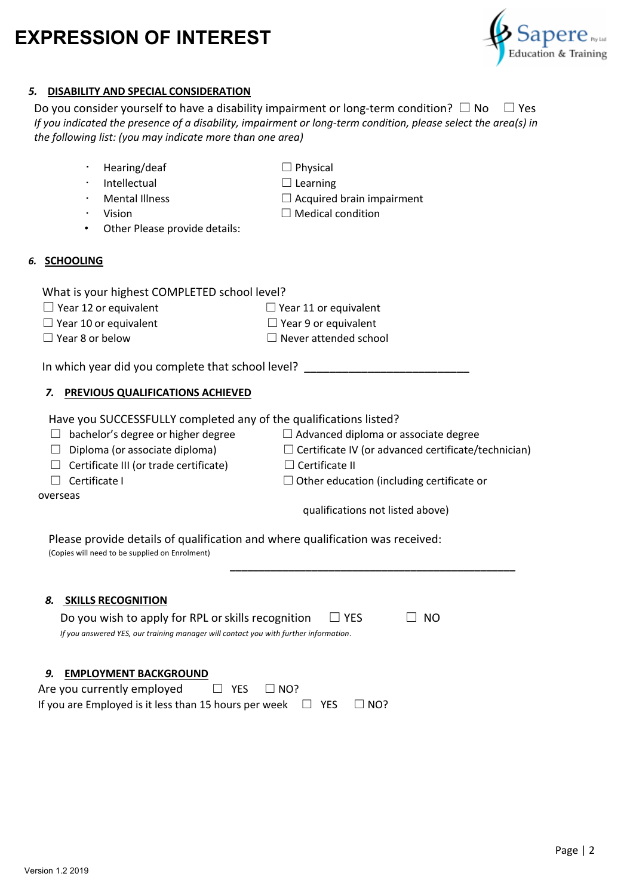# EXPRESSION OF INTEREST

Sapere Pty Ltd Education & Training

### *5.* DISABILITY AND SPECIAL CONSIDERATION

Do you consider yourself to have a disability impairment or long-term condition? ☐ No ☐ Yes

*If you indicated the presence of a disability, impairment or long-term condition, please select the area(s) in the following list: (you may indicate more than one area)*

- Hearing/deaf
- Intellectual
- Mental Illness
- Vision
- Other Please provide details:

☐ Physical
☐ Learning
☐ Acquired brain impairment
☐ Medical condition

### *6.* SCHOOLING

What is your highest COMPLETED school level?

☐ Year 12 or equivalent ☐ Year 11 or equivalent
☐ Year 10 or equivalent ☐ Year 9 or equivalent
☐ Year 8 or below ☐ Never attended school

In which year did you complete that school level? ___________________________

### *7.* PREVIOUS QUALIFICATIONS ACHIEVED

Have you SUCCESSFULLY completed any of the qualifications listed?

☐ bachelor's degree or higher degree ☐ Advanced diploma or associate degree
☐ Diploma (or associate diploma) ☐ Certificate IV (or advanced certificate/technician)
☐ Certificate III (or trade certificate) ☐ Certificate II
☐ Certificate I ☐ Other education (including certificate or overseas qualifications not listed above)

Please provide details of qualification and where qualification was received:
(Copies will need to be supplied on Enrolment)

_______________________________________________

### *8.* SKILLS RECOGNITION

Do you wish to apply for RPL or skills recognition ☐ YES ☐ NO

*If you answered YES, our training manager will contact you with further information.*

### *9.* EMPLOYMENT BACKGROUND

Are you currently employed ☐ YES ☐ NO?

If you are Employed is it less than 15 hours per week ☐ YES ☐ NO?

Version 1.2 2019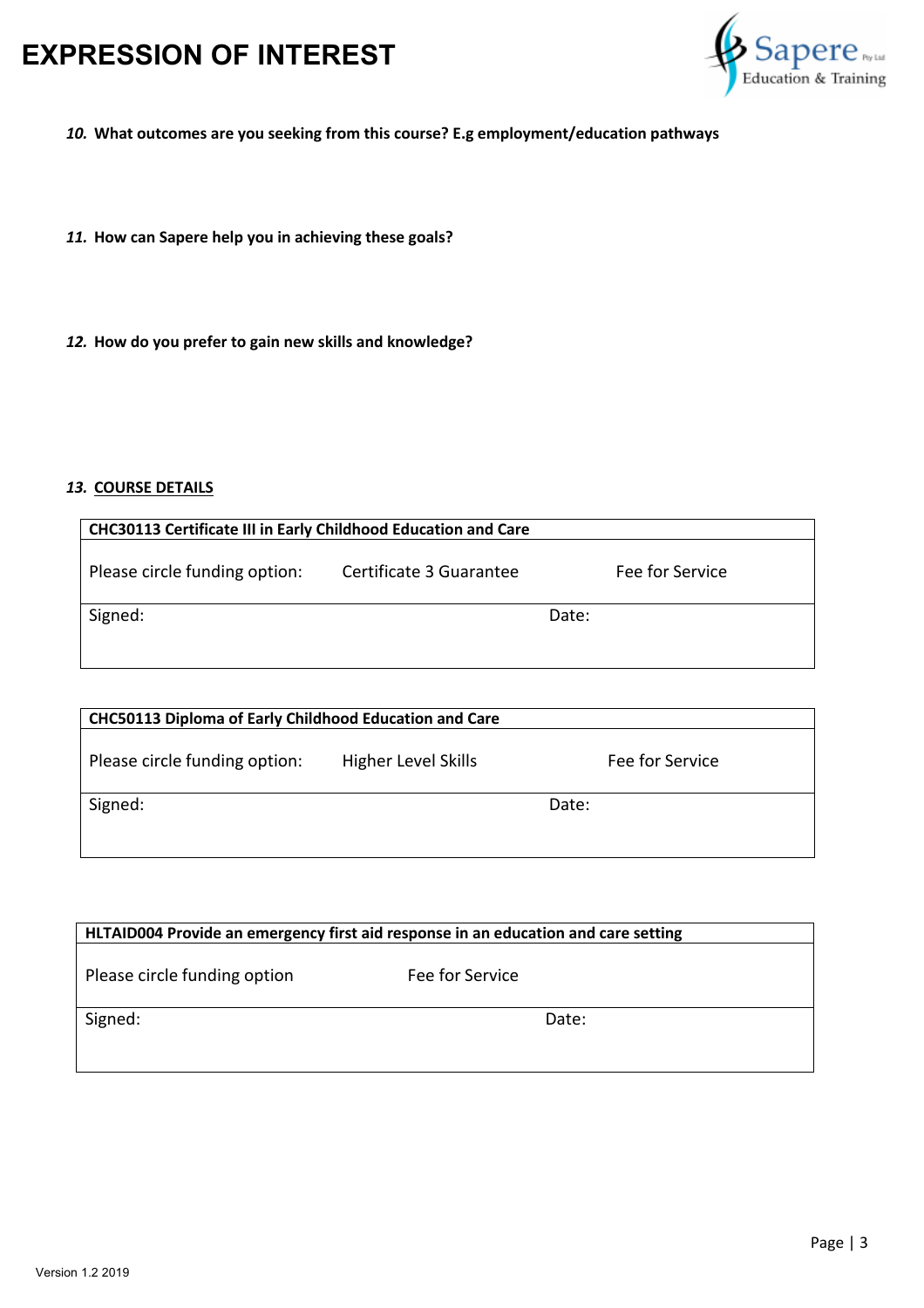# EXPRESSION OF INTEREST

***10.*** **What outcomes are you seeking from this course? E.g employment/education pathways**

***11.*** **How can Sapere help you in achieving these goals?**

***12.*** **How do you prefer to gain new skills and knowledge?**

***13.*** **COURSE DETAILS**

| **CHC30113 Certificate III in Early Childhood Education and Care** | | |
|---|---|---|
| Please circle funding option: | Certificate 3 Guarantee | Fee for Service |
| Signed: | | Date: |

| **CHC50113 Diploma of Early Childhood Education and Care** | | |
|---|---|---|
| Please circle funding option: | Higher Level Skills | Fee for Service |
| Signed: | | Date: |

| **HLTAID004 Provide an emergency first aid response in an education and care setting** | |
|---|---|
| Please circle funding option | Fee for Service |
| Signed: | Date: |

Version 1.2 2019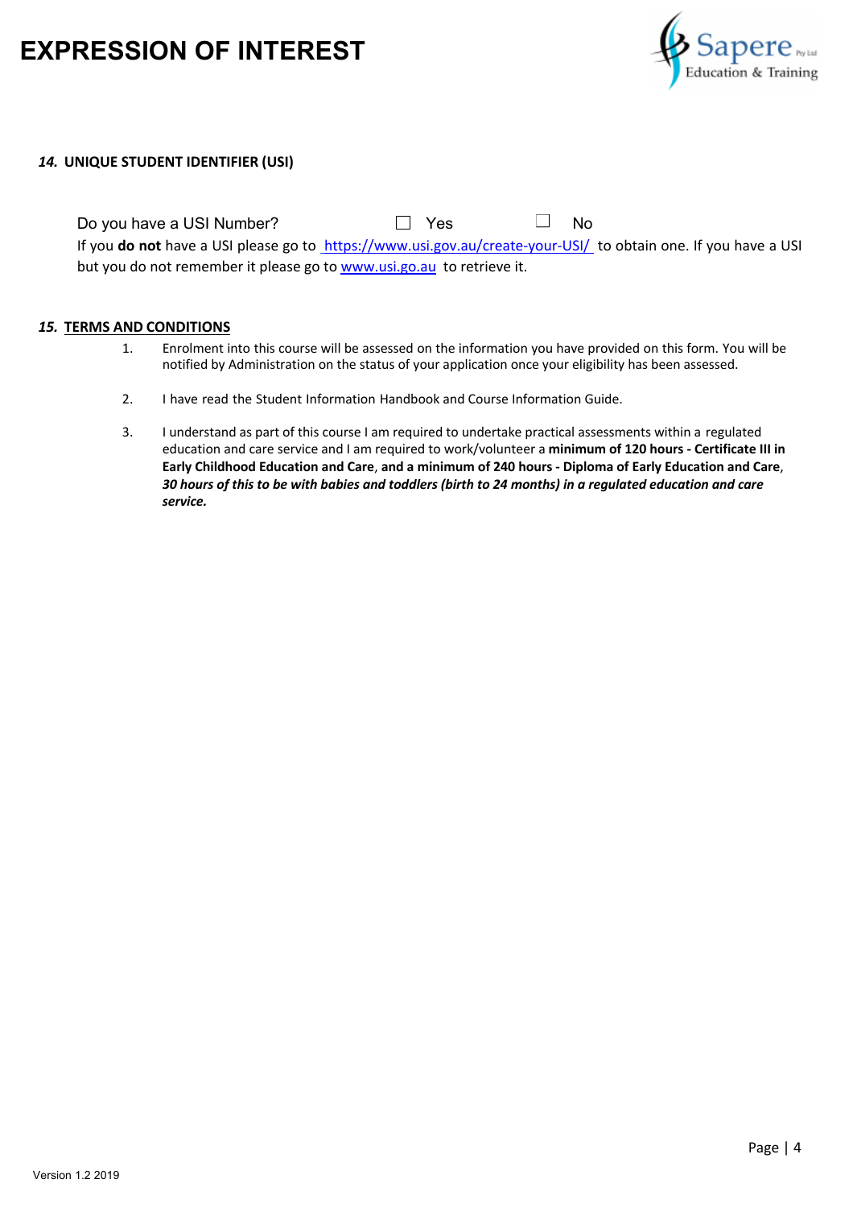# EXPRESSION OF INTEREST

### *14.* UNIQUE STUDENT IDENTIFIER (USI)

Do you have a USI Number? ☐ Yes ☐ No

If you **do not** have a USI please go to https://www.usi.gov.au/create-your-USI/ to obtain one. If you have a USI but you do not remember it please go to www.usi.go.au to retrieve it.

### *15.* TERMS AND CONDITIONS

1. Enrolment into this course will be assessed on the information you have provided on this form. You will be notified by Administration on the status of your application once your eligibility has been assessed.

2. I have read the Student Information Handbook and Course Information Guide.

3. I understand as part of this course I am required to undertake practical assessments within a regulated education and care service and I am required to work/volunteer a **minimum of 120 hours - Certificate III in Early Childhood Education and Care**, **and a minimum of 240 hours - Diploma of Early Education and Care**, ***30 hours of this to be with babies and toddlers (birth to 24 months) in a regulated education and care service.***

Version 1.2 2019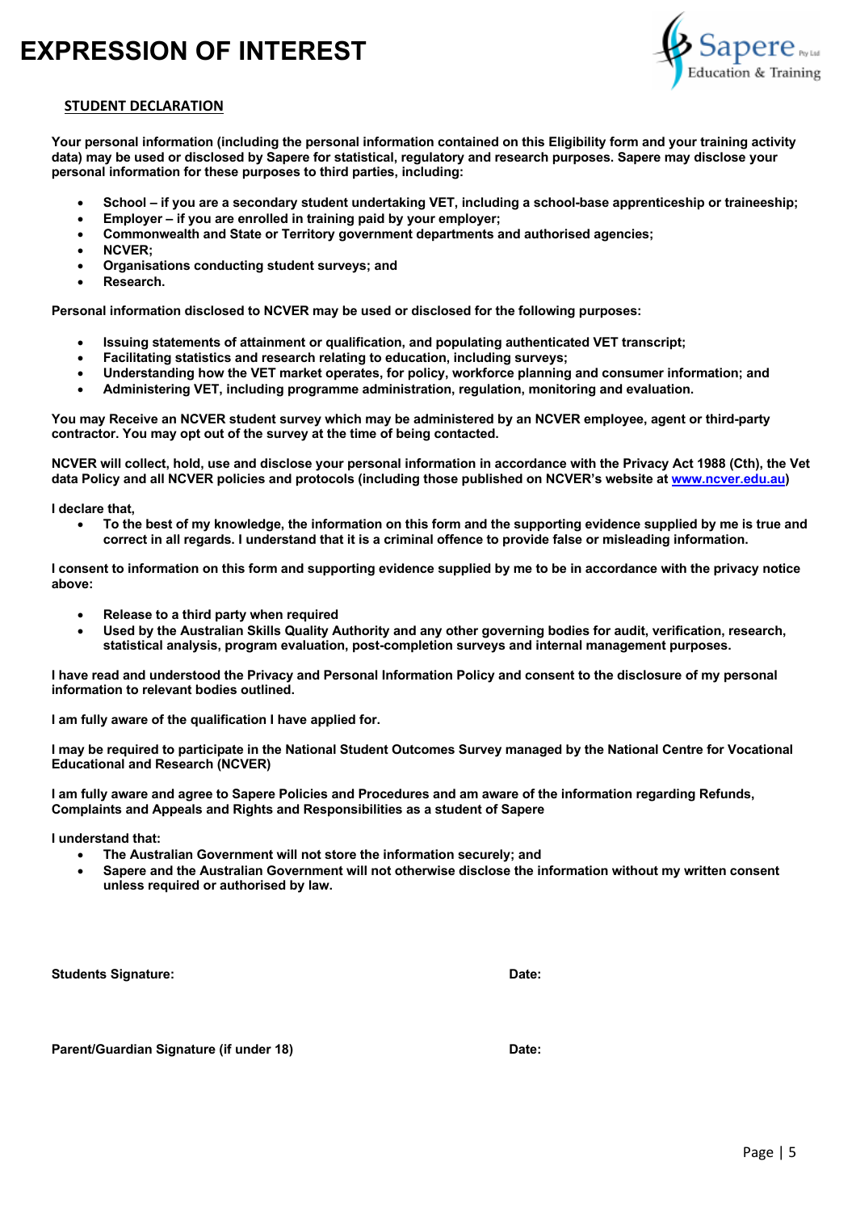# EXPRESSION OF INTEREST

## STUDENT DECLARATION

**Your personal information (including the personal information contained on this Eligibility form and your training activity data) may be used or disclosed by Sapere for statistical, regulatory and research purposes. Sapere may disclose your personal information for these purposes to third parties, including:**

- **School – if you are a secondary student undertaking VET, including a school-base apprenticeship or traineeship;**
- **Employer – if you are enrolled in training paid by your employer;**
- **Commonwealth and State or Territory government departments and authorised agencies;**
- **NCVER;**
- **Organisations conducting student surveys; and**
- **Research.**

**Personal information disclosed to NCVER may be used or disclosed for the following purposes:**

- **Issuing statements of attainment or qualification, and populating authenticated VET transcript;**
- **Facilitating statistics and research relating to education, including surveys;**
- **Understanding how the VET market operates, for policy, workforce planning and consumer information; and**
- **Administering VET, including programme administration, regulation, monitoring and evaluation.**

**You may Receive an NCVER student survey which may be administered by an NCVER employee, agent or third-party contractor. You may opt out of the survey at the time of being contacted.**

**NCVER will collect, hold, use and disclose your personal information in accordance with the Privacy Act 1988 (Cth), the Vet data Policy and all NCVER policies and protocols (including those published on NCVER's website at [www.ncver.edu.au](http://www.ncver.edu.au))**

**I declare that,**

- **To the best of my knowledge, the information on this form and the supporting evidence supplied by me is true and correct in all regards. I understand that it is a criminal offence to provide false or misleading information.**

**I consent to information on this form and supporting evidence supplied by me to be in accordance with the privacy notice above:**

- **Release to a third party when required**
- **Used by the Australian Skills Quality Authority and any other governing bodies for audit, verification, research, statistical analysis, program evaluation, post-completion surveys and internal management purposes.**

**I have read and understood the Privacy and Personal Information Policy and consent to the disclosure of my personal information to relevant bodies outlined.**

**I am fully aware of the qualification I have applied for.**

**I may be required to participate in the National Student Outcomes Survey managed by the National Centre for Vocational Educational and Research (NCVER)**

**I am fully aware and agree to Sapere Policies and Procedures and am aware of the information regarding Refunds, Complaints and Appeals and Rights and Responsibilities as a student of Sapere**

**I understand that:**

- **The Australian Government will not store the information securely; and**
- **Sapere and the Australian Government will not otherwise disclose the information without my written consent unless required or authorised by law.**

**Students Signature:** **Date:**

**Parent/Guardian Signature (if under 18)** **Date:**